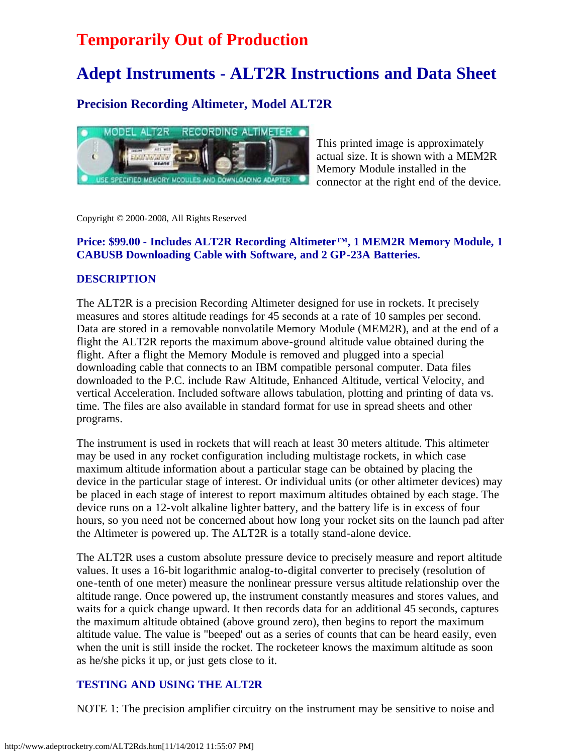# Temporarily Out of Production

# Adept Instruments - ALT2R Instructions and Data Sheet

## Precision Recording Altimeter, Model ALT2R

This printed image is approximately actual size. It is shown with a MEM2R Memory Module installed in the connector at the right end of the device.

Copyright © 2000-2008, All Rights Reserved

**Price: $99.00 - Includes ALT2R Recording Altimeter™, 1 MEM2R Memory Module, 1 CABUSB Downloading Cable with Software, and 2 GP-23A Batteries.**

### DESCRIPTION

The ALT2R is a precision Recording Altimeter designed for use in rockets. It precisely measures and stores altitude readings for 45 seconds at a rate of 10 samples per second. Data are stored in a removable nonvolatile Memory Module (MEM2R), and at the end of a flight the ALT2R reports the maximum above-ground altitude value obtained during the flight. After a flight the Memory Module is removed and plugged into a special downloading cable that connects to an IBM compatible personal computer. Data files downloaded to the P.C. include Raw Altitude, Enhanced Altitude, vertical Velocity, and vertical Acceleration. Included software allows tabulation, plotting and printing of data vs. time. The files are also available in standard format for use in spread sheets and other programs.

The instrument is used in rockets that will reach at least 30 meters altitude. This altimeter may be used in any rocket configuration including multistage rockets, in which case maximum altitude information about a particular stage can be obtained by placing the device in the particular stage of interest. Or individual units (or other altimeter devices) may be placed in each stage of interest to report maximum altitudes obtained by each stage. The device runs on a 12-volt alkaline lighter battery, and the battery life is in excess of four hours, so you need not be concerned about how long your rocket sits on the launch pad after the Altimeter is powered up. The ALT2R is a totally stand-alone device.

The ALT2R uses a custom absolute pressure device to precisely measure and report altitude values. It uses a 16-bit logarithmic analog-to-digital converter to precisely (resolution of one-tenth of one meter) measure the nonlinear pressure versus altitude relationship over the altitude range. Once powered up, the instrument constantly measures and stores values, and waits for a quick change upward. It then records data for an additional 45 seconds, captures the maximum altitude obtained (above ground zero), then begins to report the maximum altitude value. The value is "beeped' out as a series of counts that can be heard easily, even when the unit is still inside the rocket. The rocketeer knows the maximum altitude as soon as he/she picks it up, or just gets close to it.

### TESTING AND USING THE ALT2R

NOTE 1: The precision amplifier circuitry on the instrument may be sensitive to noise and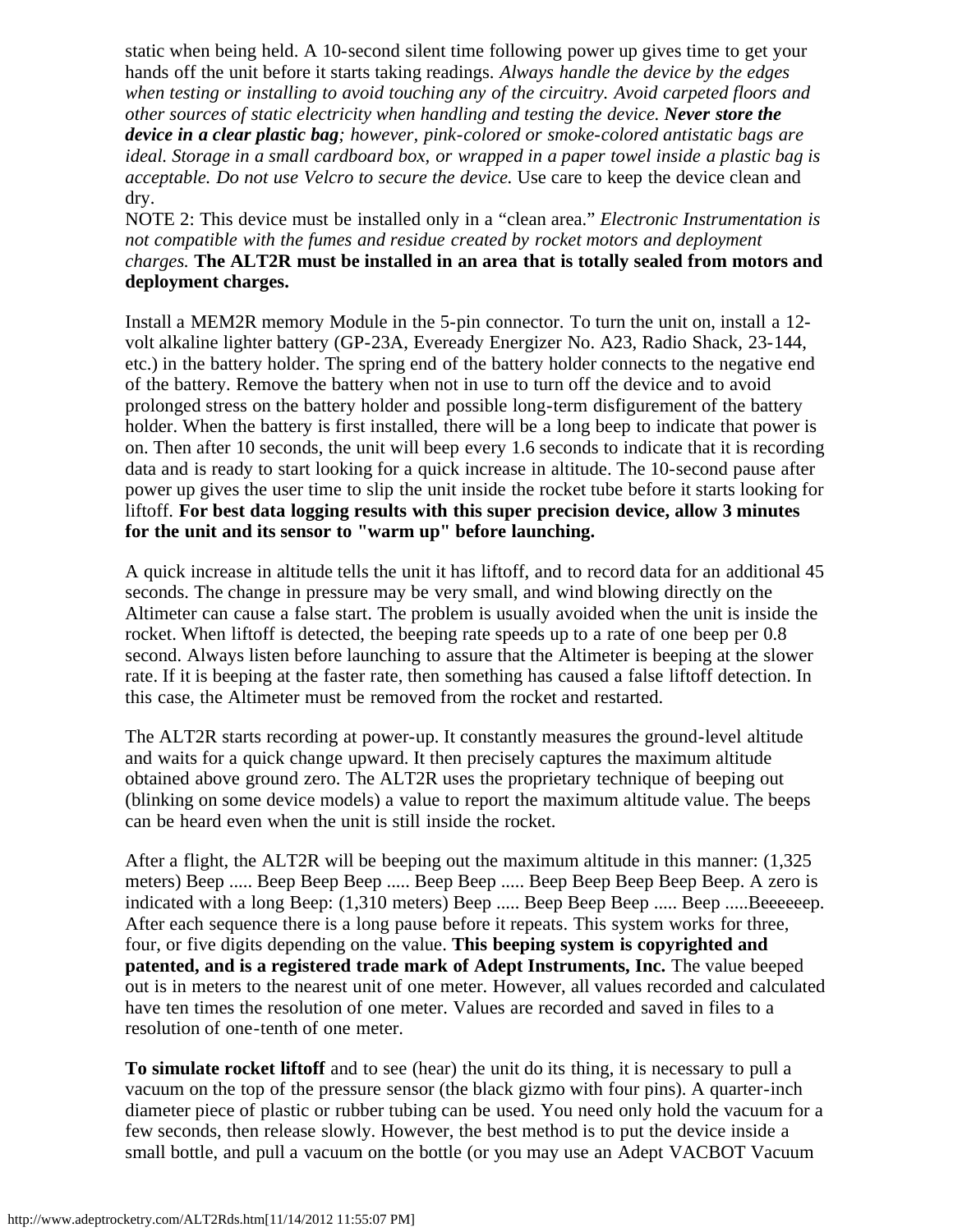static when being held. A 10-second silent time following power up gives time to get your hands off the unit before it starts taking readings. *Always handle the device by the edges when testing or installing to avoid touching any of the circuitry. Avoid carpeted floors and other sources of static electricity when handling and testing the device.* ***Never store the device in a clear plastic bag****; however, pink-colored or smoke-colored antistatic bags are ideal. Storage in a small cardboard box, or wrapped in a paper towel inside a plastic bag is acceptable. Do not use Velcro to secure the device.* Use care to keep the device clean and dry.

NOTE 2: This device must be installed only in a "clean area." *Electronic Instrumentation is not compatible with the fumes and residue created by rocket motors and deployment charges.* **The ALT2R must be installed in an area that is totally sealed from motors and deployment charges.**

Install a MEM2R memory Module in the 5-pin connector. To turn the unit on, install a 12-volt alkaline lighter battery (GP-23A, Eveready Energizer No. A23, Radio Shack, 23-144, etc.) in the battery holder. The spring end of the battery holder connects to the negative end of the battery. Remove the battery when not in use to turn off the device and to avoid prolonged stress on the battery holder and possible long-term disfigurement of the battery holder. When the battery is first installed, there will be a long beep to indicate that power is on. Then after 10 seconds, the unit will beep every 1.6 seconds to indicate that it is recording data and is ready to start looking for a quick increase in altitude. The 10-second pause after power up gives the user time to slip the unit inside the rocket tube before it starts looking for liftoff. **For best data logging results with this super precision device, allow 3 minutes for the unit and its sensor to "warm up" before launching.**

A quick increase in altitude tells the unit it has liftoff, and to record data for an additional 45 seconds. The change in pressure may be very small, and wind blowing directly on the Altimeter can cause a false start. The problem is usually avoided when the unit is inside the rocket. When liftoff is detected, the beeping rate speeds up to a rate of one beep per 0.8 second. Always listen before launching to assure that the Altimeter is beeping at the slower rate. If it is beeping at the faster rate, then something has caused a false liftoff detection. In this case, the Altimeter must be removed from the rocket and restarted.

The ALT2R starts recording at power-up. It constantly measures the ground-level altitude and waits for a quick change upward. It then precisely captures the maximum altitude obtained above ground zero. The ALT2R uses the proprietary technique of beeping out (blinking on some device models) a value to report the maximum altitude value. The beeps can be heard even when the unit is still inside the rocket.

After a flight, the ALT2R will be beeping out the maximum altitude in this manner: (1,325 meters) Beep ..... Beep Beep Beep ..... Beep Beep ..... Beep Beep Beep Beep Beep. A zero is indicated with a long Beep: (1,310 meters) Beep ..... Beep Beep Beep ..... Beep .....Beeeeeep. After each sequence there is a long pause before it repeats. This system works for three, four, or five digits depending on the value. **This beeping system is copyrighted and patented, and is a registered trade mark of Adept Instruments, Inc.** The value beeped out is in meters to the nearest unit of one meter. However, all values recorded and calculated have ten times the resolution of one meter. Values are recorded and saved in files to a resolution of one-tenth of one meter.

**To simulate rocket liftoff** and to see (hear) the unit do its thing, it is necessary to pull a vacuum on the top of the pressure sensor (the black gizmo with four pins). A quarter-inch diameter piece of plastic or rubber tubing can be used. You need only hold the vacuum for a few seconds, then release slowly. However, the best method is to put the device inside a small bottle, and pull a vacuum on the bottle (or you may use an Adept VACBOT Vacuum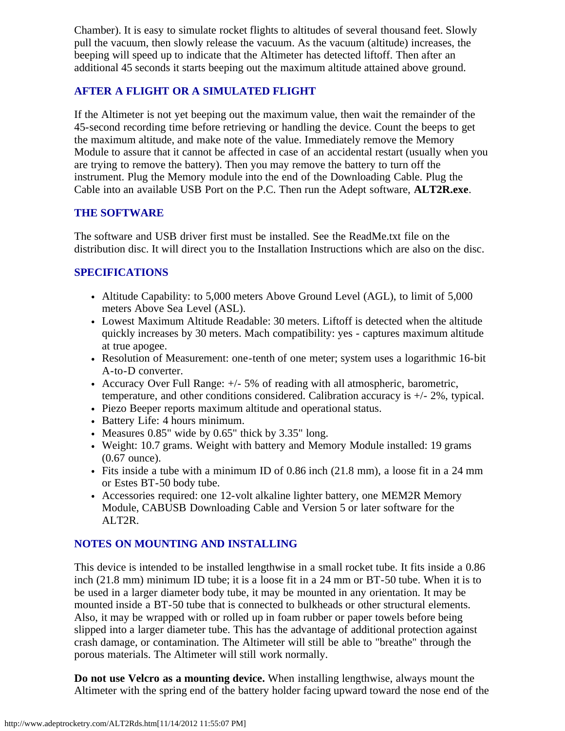Chamber). It is easy to simulate rocket flights to altitudes of several thousand feet. Slowly pull the vacuum, then slowly release the vacuum. As the vacuum (altitude) increases, the beeping will speed up to indicate that the Altimeter has detected liftoff. Then after an additional 45 seconds it starts beeping out the maximum altitude attained above ground.

### AFTER A FLIGHT OR A SIMULATED FLIGHT

If the Altimeter is not yet beeping out the maximum value, then wait the remainder of the 45-second recording time before retrieving or handling the device. Count the beeps to get the maximum altitude, and make note of the value. Immediately remove the Memory Module to assure that it cannot be affected in case of an accidental restart (usually when you are trying to remove the battery). Then you may remove the battery to turn off the instrument. Plug the Memory module into the end of the Downloading Cable. Plug the Cable into an available USB Port on the P.C. Then run the Adept software, **ALT2R.exe**.

### THE SOFTWARE

The software and USB driver first must be installed. See the ReadMe.txt file on the distribution disc. It will direct you to the Installation Instructions which are also on the disc.

### SPECIFICATIONS

- Altitude Capability: to 5,000 meters Above Ground Level (AGL), to limit of 5,000 meters Above Sea Level (ASL).
- Lowest Maximum Altitude Readable: 30 meters. Liftoff is detected when the altitude quickly increases by 30 meters. Mach compatibility: yes - captures maximum altitude at true apogee.
- Resolution of Measurement: one-tenth of one meter; system uses a logarithmic 16-bit A-to-D converter.
- Accuracy Over Full Range: +/- 5% of reading with all atmospheric, barometric, temperature, and other conditions considered. Calibration accuracy is +/- 2%, typical.
- Piezo Beeper reports maximum altitude and operational status.
- Battery Life: 4 hours minimum.
- Measures 0.85" wide by 0.65" thick by 3.35" long.
- Weight: 10.7 grams. Weight with battery and Memory Module installed: 19 grams (0.67 ounce).
- Fits inside a tube with a minimum ID of 0.86 inch (21.8 mm), a loose fit in a 24 mm or Estes BT-50 body tube.
- Accessories required: one 12-volt alkaline lighter battery, one MEM2R Memory Module, CABUSB Downloading Cable and Version 5 or later software for the ALT2R.

### NOTES ON MOUNTING AND INSTALLING

This device is intended to be installed lengthwise in a small rocket tube. It fits inside a 0.86 inch (21.8 mm) minimum ID tube; it is a loose fit in a 24 mm or BT-50 tube. When it is to be used in a larger diameter body tube, it may be mounted in any orientation. It may be mounted inside a BT-50 tube that is connected to bulkheads or other structural elements. Also, it may be wrapped with or rolled up in foam rubber or paper towels before being slipped into a larger diameter tube. This has the advantage of additional protection against crash damage, or contamination. The Altimeter will still be able to "breathe" through the porous materials. The Altimeter will still work normally.

**Do not use Velcro as a mounting device.** When installing lengthwise, always mount the Altimeter with the spring end of the battery holder facing upward toward the nose end of the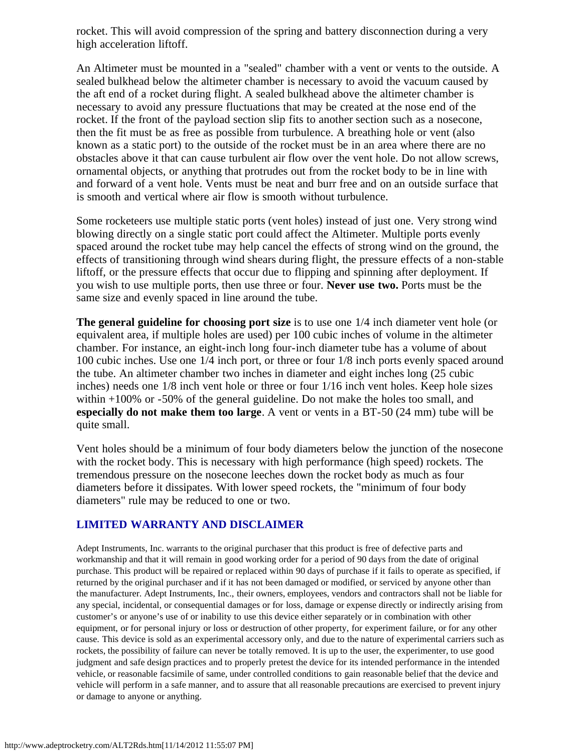rocket. This will avoid compression of the spring and battery disconnection during a very high acceleration liftoff.

An Altimeter must be mounted in a "sealed" chamber with a vent or vents to the outside. A sealed bulkhead below the altimeter chamber is necessary to avoid the vacuum caused by the aft end of a rocket during flight. A sealed bulkhead above the altimeter chamber is necessary to avoid any pressure fluctuations that may be created at the nose end of the rocket. If the front of the payload section slip fits to another section such as a nosecone, then the fit must be as free as possible from turbulence. A breathing hole or vent (also known as a static port) to the outside of the rocket must be in an area where there are no obstacles above it that can cause turbulent air flow over the vent hole. Do not allow screws, ornamental objects, or anything that protrudes out from the rocket body to be in line with and forward of a vent hole. Vents must be neat and burr free and on an outside surface that is smooth and vertical where air flow is smooth without turbulence.

Some rocketeers use multiple static ports (vent holes) instead of just one. Very strong wind blowing directly on a single static port could affect the Altimeter. Multiple ports evenly spaced around the rocket tube may help cancel the effects of strong wind on the ground, the effects of transitioning through wind shears during flight, the pressure effects of a non-stable liftoff, or the pressure effects that occur due to flipping and spinning after deployment. If you wish to use multiple ports, then use three or four. **Never use two.** Ports must be the same size and evenly spaced in line around the tube.

**The general guideline for choosing port size** is to use one 1/4 inch diameter vent hole (or equivalent area, if multiple holes are used) per 100 cubic inches of volume in the altimeter chamber. For instance, an eight-inch long four-inch diameter tube has a volume of about 100 cubic inches. Use one 1/4 inch port, or three or four 1/8 inch ports evenly spaced around the tube. An altimeter chamber two inches in diameter and eight inches long (25 cubic inches) needs one 1/8 inch vent hole or three or four 1/16 inch vent holes. Keep hole sizes within +100% or -50% of the general guideline. Do not make the holes too small, and **especially do not make them too large**. A vent or vents in a BT-50 (24 mm) tube will be quite small.

Vent holes should be a minimum of four body diameters below the junction of the nosecone with the rocket body. This is necessary with high performance (high speed) rockets. The tremendous pressure on the nosecone leeches down the rocket body as much as four diameters before it dissipates. With lower speed rockets, the "minimum of four body diameters" rule may be reduced to one or two.

### LIMITED WARRANTY AND DISCLAIMER

Adept Instruments, Inc. warrants to the original purchaser that this product is free of defective parts and workmanship and that it will remain in good working order for a period of 90 days from the date of original purchase. This product will be repaired or replaced within 90 days of purchase if it fails to operate as specified, if returned by the original purchaser and if it has not been damaged or modified, or serviced by anyone other than the manufacturer. Adept Instruments, Inc., their owners, employees, vendors and contractors shall not be liable for any special, incidental, or consequential damages or for loss, damage or expense directly or indirectly arising from customer's or anyone's use of or inability to use this device either separately or in combination with other equipment, or for personal injury or loss or destruction of other property, for experiment failure, or for any other cause. This device is sold as an experimental accessory only, and due to the nature of experimental carriers such as rockets, the possibility of failure can never be totally removed. It is up to the user, the experimenter, to use good judgment and safe design practices and to properly pretest the device for its intended performance in the intended vehicle, or reasonable facsimile of same, under controlled conditions to gain reasonable belief that the device and vehicle will perform in a safe manner, and to assure that all reasonable precautions are exercised to prevent injury or damage to anyone or anything.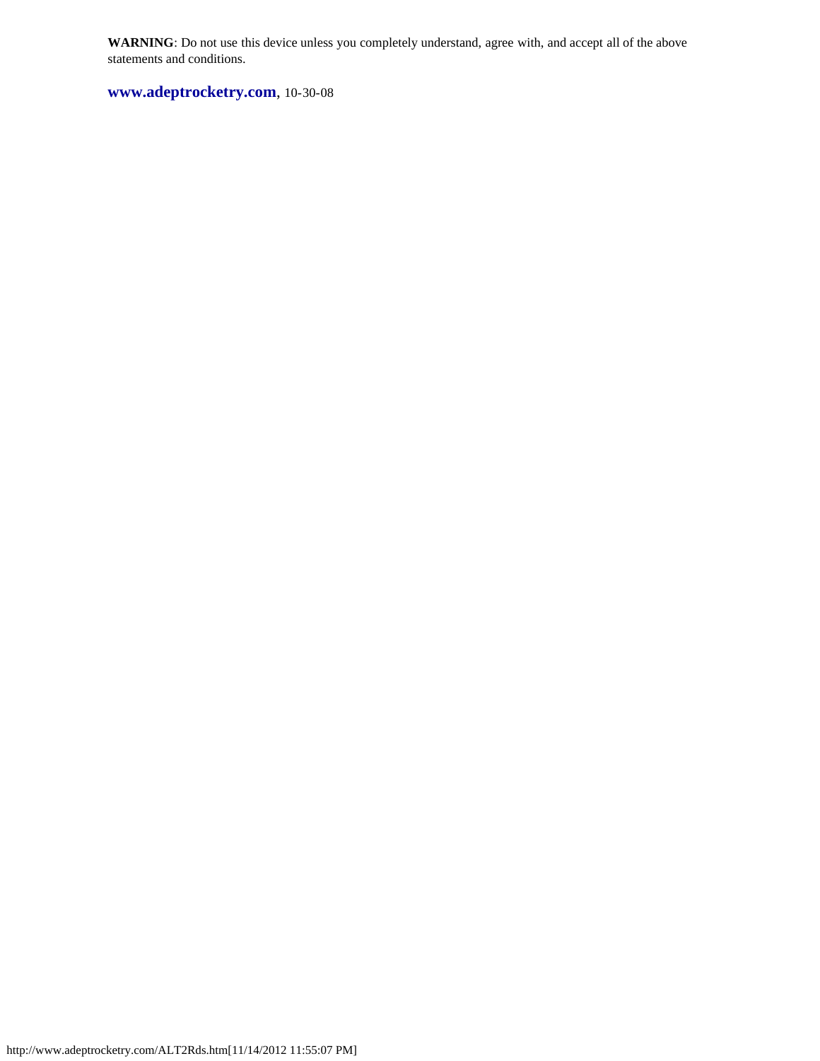**WARNING**: Do not use this device unless you completely understand, agree with, and accept all of the above statements and conditions.

**www.adeptrocketry.com**, 10-30-08